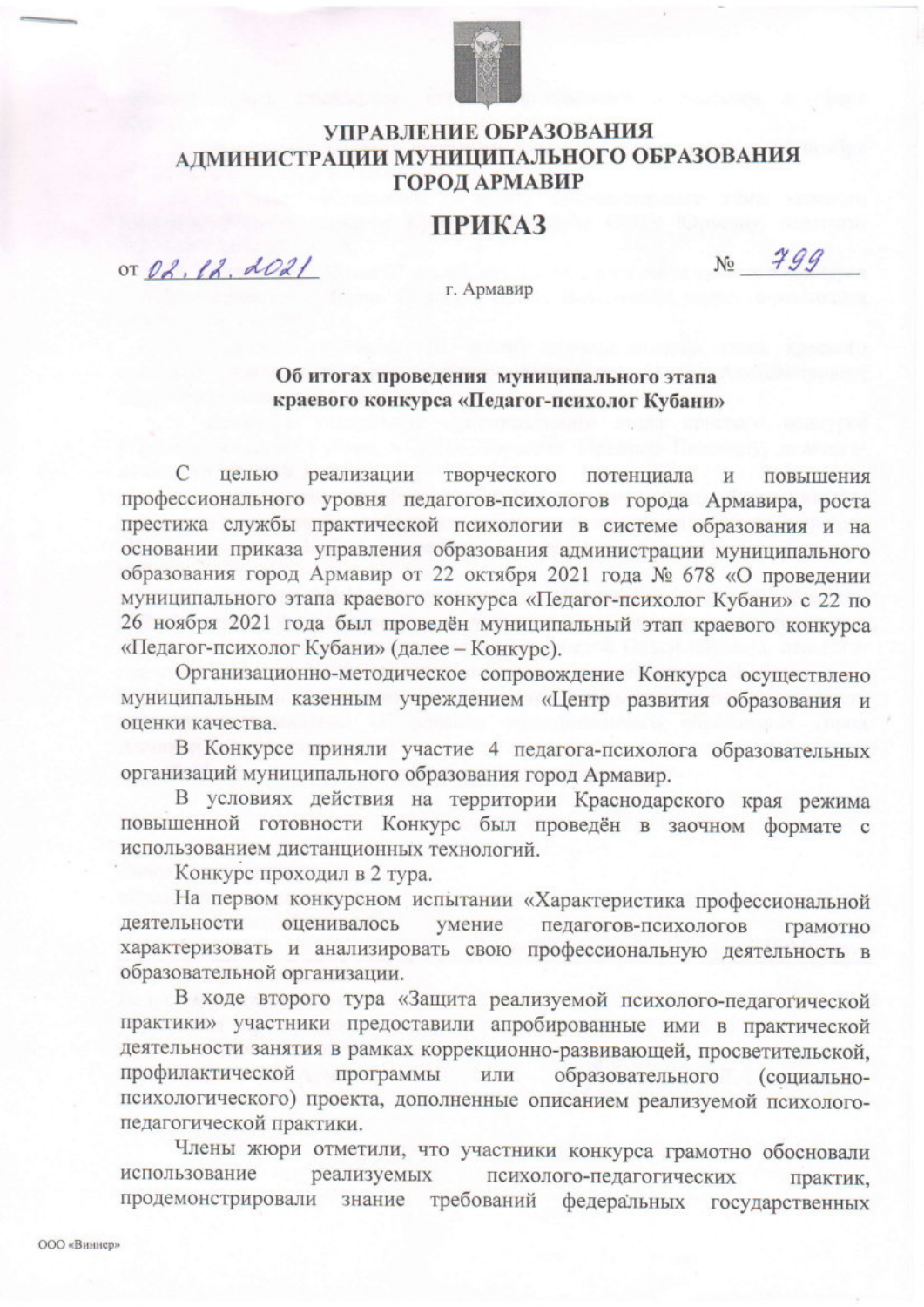# УПРАВЛЕНИЕ ОБРАЗОВАНИЯ АДМИНИСТРАЦИИ МУНИЦИПАЛЬНОГО ОБРАЗОВАНИЯ ГОРОД АРМАВИР

# ПРИКАЗ

от 02.12.2021 № 799

г. Армавир

**Об итогах проведения муниципального этапа краевого конкурса «Педагог-психолог Кубани»**

С целью реализации творческого потенциала и повышения профессионального уровня педагогов-психологов города Армавира, роста престижа службы практической психологии в системе образования и на основании приказа управления образования администрации муниципального образования город Армавир от 22 октября 2021 года № 678 «О проведении муниципального этапа краевого конкурса «Педагог-психолог Кубани» с 22 по 26 ноября 2021 года был проведён муниципальный этап краевого конкурса «Педагог-психолог Кубани» (далее – Конкурс).

Организационно-методическое сопровождение Конкурса осуществлено муниципальным казенным учреждением «Центр развития образования и оценки качества.

В Конкурсе приняли участие 4 педагога-психолога образовательных организаций муниципального образования город Армавир.

В условиях действия на территории Краснодарского края режима повышенной готовности Конкурс был проведён в заочном формате с использованием дистанционных технологий.

Конкурс проходил в 2 тура.

На первом конкурсном испытании «Характеристика профессиональной деятельности оценивалось умение педагогов-психологов грамотно характеризовать и анализировать свою профессиональную деятельность в образовательной организации.

В ходе второго тура «Защита реализуемой психолого-педагогической практики» участники предоставили апробированные ими в практической деятельности занятия в рамках коррекционно-развивающей, просветительской, профилактической программы или образовательного (социально-психологического) проекта, дополненные описанием реализуемой психолого-педагогической практики.

Члены жюри отметили, что участники конкурса грамотно обосновали использование реализуемых психолого-педагогических практик, продемонстрировали знание требований федеральных государственных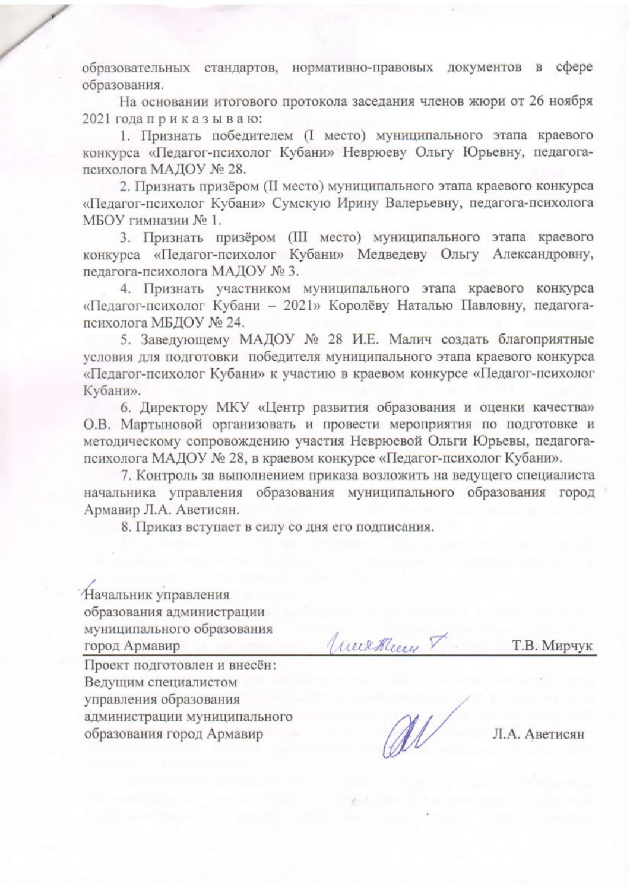образовательных стандартов, нормативно-правовых документов в сфере образования.

На основании итогового протокола заседания членов жюри от 26 ноября 2021 года п р и к а з ы в а ю:

1. Признать победителем (I место) муниципального этапа краевого конкурса «Педагог-психолог Кубани» Неврюеву Ольгу Юрьевну, педагога-психолога МАДОУ № 28.

2. Признать призёром (II место) муниципального этапа краевого конкурса «Педагог-психолог Кубани» Сумскую Ирину Валерьевну, педагога-психолога МБОУ гимназии № 1.

3. Признать призёром (III место) муниципального этапа краевого конкурса «Педагог-психолог Кубани» Медведеву Ольгу Александровну, педагога-психолога МАДОУ № 3.

4. Признать участником муниципального этапа краевого конкурса «Педагог-психолог Кубани – 2021» Королёву Наталью Павловну, педагога-психолога МБДОУ № 24.

5. Заведующему МАДОУ № 28 И.Е. Малич создать благоприятные условия для подготовки победителя муниципального этапа краевого конкурса «Педагог-психолог Кубани» к участию в краевом конкурсе «Педагог-психолог Кубани».

6. Директору МКУ «Центр развития образования и оценки качества» О.В. Мартыновой организовать и провести мероприятия по подготовке и методическому сопровождению участия Неврюевой Ольги Юрьевы, педагога-психолога МАДОУ № 28, в краевом конкурсе «Педагог-психолог Кубани».

7. Контроль за выполнением приказа возложить на ведущего специалиста начальника управления образования муниципального образования город Армавир Л.А. Аветисян.

8. Приказ вступает в силу со дня его подписания.

Начальник управления
образования администрации
муниципального образования
город Армавир — Т.В. Мирчук

Проект подготовлен и внесён:
Ведущим специалистом
управления образования
администрации муниципального
образования город Армавир — Л.А. Аветисян